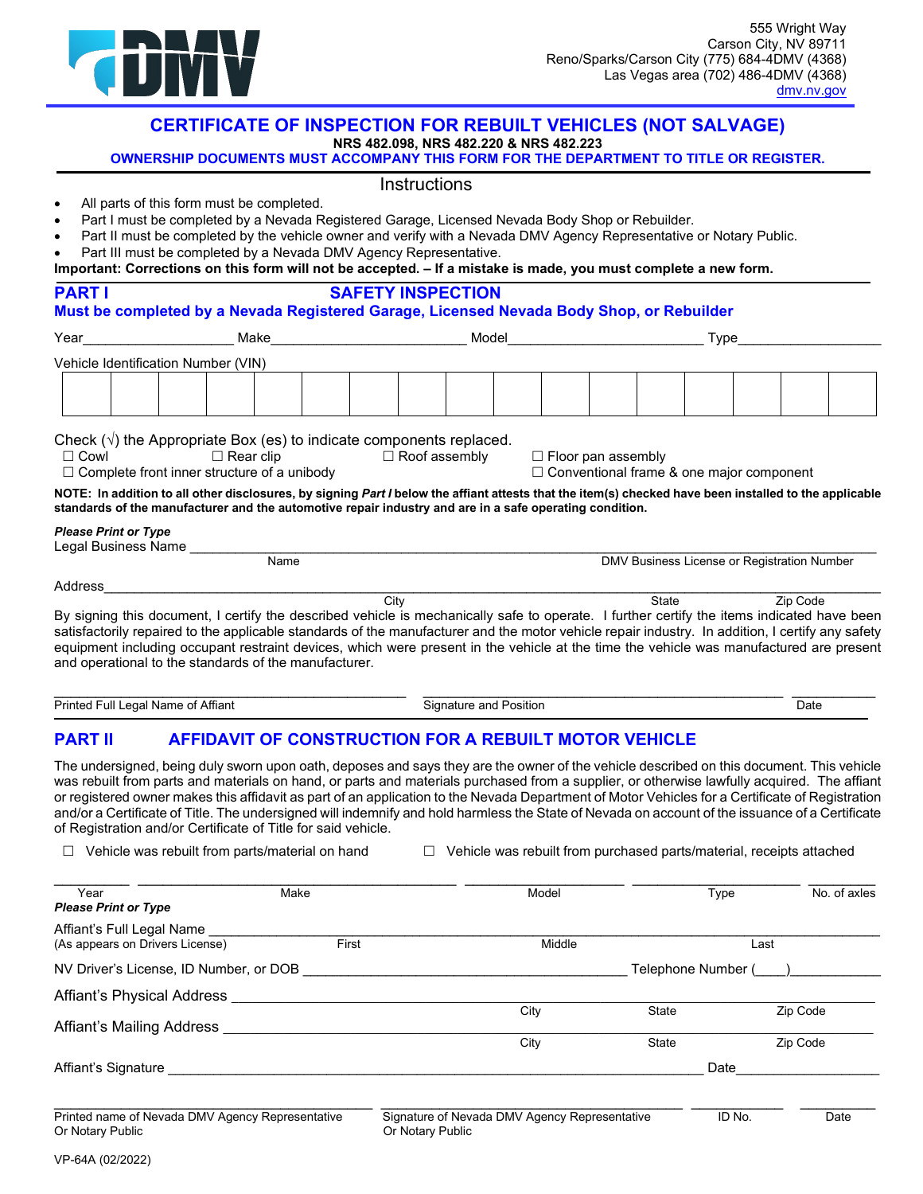555 Wright Way
Carson City, NV 89711
Reno/Sparks/Carson City (775) 684-4DMV (4368)
Las Vegas area (702) 486-4DMV (4368)
dmv.nv.gov

# CERTIFICATE OF INSPECTION FOR REBUILT VEHICLES (NOT SALVAGE)

**NRS 482.098, NRS 482.220 & NRS 482.223**

**OWNERSHIP DOCUMENTS MUST ACCOMPANY THIS FORM FOR THE DEPARTMENT TO TITLE OR REGISTER.**

## Instructions

- All parts of this form must be completed.
- Part I must be completed by a Nevada Registered Garage, Licensed Nevada Body Shop or Rebuilder.
- Part II must be completed by the vehicle owner and verify with a Nevada DMV Agency Representative or Notary Public.
- Part III must be completed by a Nevada DMV Agency Representative.

**Important: Corrections on this form will not be accepted. – If a mistake is made, you must complete a new form.**

## PART I SAFETY INSPECTION

**Must be completed by a Nevada Registered Garage, Licensed Nevada Body Shop, or Rebuilder**

Year___________________ Make_________________________ Model_________________________ Type___________________

Vehicle Identification Number (VIN)

| | | | | | | | | | | | | | | | | |
|---|---|---|---|---|---|---|---|---|---|---|---|---|---|---|---|---|
| | | | | | | | | | | | | | | | | |

Check (√) the Appropriate Box (es) to indicate components replaced.

☐ Cowl ☐ Rear clip ☐ Roof assembly ☐ Floor pan assembly

☐ Complete front inner structure of a unibody ☐ Conventional frame & one major component

**NOTE: In addition to all other disclosures, by signing *Part I* below the affiant attests that the item(s) checked have been installed to the applicable standards of the manufacturer and the automotive repair industry and are in a safe operating condition.**

***Please Print or Type***

Legal Business Name ________________________________________________________________________________

Name DMV Business License or Registration Number

Address________________________________________________________________________________________

City State Zip Code

By signing this document, I certify the described vehicle is mechanically safe to operate. I further certify the items indicated have been satisfactorily repaired to the applicable standards of the manufacturer and the motor vehicle repair industry. In addition, I certify any safety equipment including occupant restraint devices, which were present in the vehicle at the time the vehicle was manufactured are present and operational to the standards of the manufacturer.

_________________________________ _________________________________ __________

Printed Full Legal Name of Affiant Signature and Position Date

## PART II AFFIDAVIT OF CONSTRUCTION FOR A REBUILT MOTOR VEHICLE

The undersigned, being duly sworn upon oath, deposes and says they are the owner of the vehicle described on this document. This vehicle was rebuilt from parts and materials on hand, or parts and materials purchased from a supplier, or otherwise lawfully acquired. The affiant or registered owner makes this affidavit as part of an application to the Nevada Department of Motor Vehicles for a Certificate of Registration and/or a Certificate of Title. The undersigned will indemnify and hold harmless the State of Nevada on account of the issuance of a Certificate of Registration and/or Certificate of Title for said vehicle.

☐ Vehicle was rebuilt from parts/material on hand ☐ Vehicle was rebuilt from purchased parts/material, receipts attached

_________ ______________________ ______________ ______________ _________

Year Make Model Type No. of axles

***Please Print or Type***

Affiant's Full Legal Name ________________________________________________________________________________

(As appears on Drivers License) First Middle Last

NV Driver's License, ID Number, or DOB ______________________________ Telephone Number (____)___________

Affiant's Physical Address ________________________________________________________________________

City State Zip Code

Affiant's Mailing Address ________________________________________________________________________

City State Zip Code

Affiant's Signature ___________________________________________________________ Date__________________

_________________________________ _________________________________ __________ __________

Printed name of Nevada DMV Agency Representative Or Notary Public Signature of Nevada DMV Agency Representative Or Notary Public ID No. Date

VP-64A (02/2022)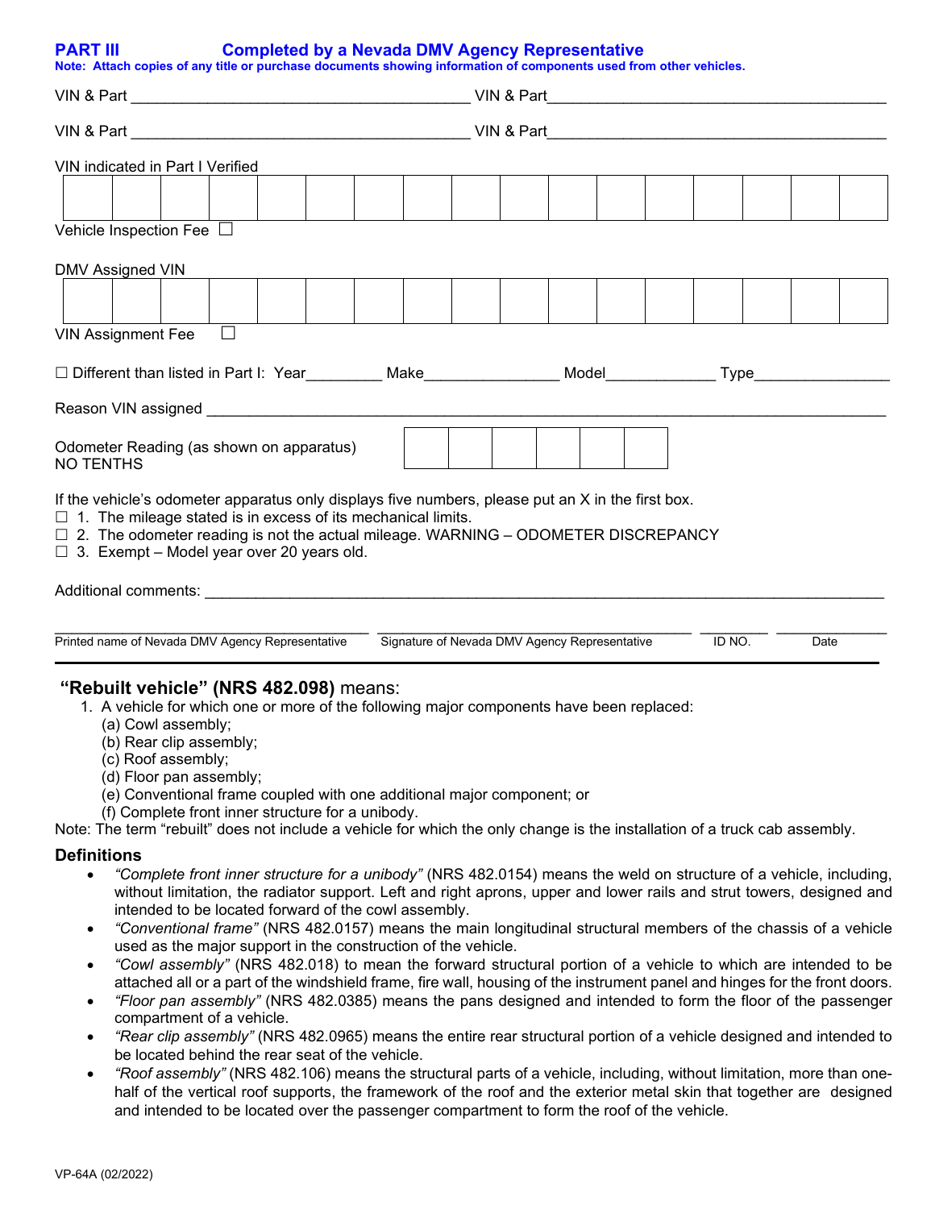## PART III Completed by a Nevada DMV Agency Representative

**Note: Attach copies of any title or purchase documents showing information of components used from other vehicles.**

VIN & Part ________________________________________ VIN & Part ________________________________________

VIN & Part ________________________________________ VIN & Part ________________________________________

VIN indicated in Part I Verified

| | | | | | | | | | | | | | | | | |
|---|---|---|---|---|---|---|---|---|---|---|---|---|---|---|---|---|
| | | | | | | | | | | | | | | | | |

Vehicle Inspection Fee ☐

DMV Assigned VIN

| | | | | | | | | | | | | | | | | |
|---|---|---|---|---|---|---|---|---|---|---|---|---|---|---|---|---|
| | | | | | | | | | | | | | | | | |

VIN Assignment Fee ☐

☐ Different than listed in Part I: Year_________ Make________________ Model_____________ Type________________

Reason VIN assigned ________________________________________________________________________________

Odometer Reading (as shown on apparatus)
NO TENTHS

| | | | | | |
|---|---|---|---|---|---|
| | | | | | |

If the vehicle's odometer apparatus only displays five numbers, please put an X in the first box.

☐ 1. The mileage stated is in excess of its mechanical limits.
☐ 2. The odometer reading is not the actual mileage. WARNING – ODOMETER DISCREPANCY
☐ 3. Exempt – Model year over 20 years old.

Additional comments: ________________________________________________________________________________

________________________________________ ________________________________________ ________ ____________
Printed name of Nevada DMV Agency Representative | Signature of Nevada DMV Agency Representative | ID NO. | Date

---

### "Rebuilt vehicle" (NRS 482.098) means:

1. A vehicle for which one or more of the following major components have been replaced:
   - (a) Cowl assembly;
   - (b) Rear clip assembly;
   - (c) Roof assembly;
   - (d) Floor pan assembly;
   - (e) Conventional frame coupled with one additional major component; or
   - (f) Complete front inner structure for a unibody.

Note: The term "rebuilt" does not include a vehicle for which the only change is the installation of a truck cab assembly.

### Definitions

- *"Complete front inner structure for a unibody"* (NRS 482.0154) means the weld on structure of a vehicle, including, without limitation, the radiator support. Left and right aprons, upper and lower rails and strut towers, designed and intended to be located forward of the cowl assembly.
- *"Conventional frame"* (NRS 482.0157) means the main longitudinal structural members of the chassis of a vehicle used as the major support in the construction of the vehicle.
- *"Cowl assembly"* (NRS 482.018) to mean the forward structural portion of a vehicle to which are intended to be attached all or a part of the windshield frame, fire wall, housing of the instrument panel and hinges for the front doors.
- *"Floor pan assembly"* (NRS 482.0385) means the pans designed and intended to form the floor of the passenger compartment of a vehicle.
- *"Rear clip assembly"* (NRS 482.0965) means the entire rear structural portion of a vehicle designed and intended to be located behind the rear seat of the vehicle.
- *"Roof assembly"* (NRS 482.106) means the structural parts of a vehicle, including, without limitation, more than one-half of the vertical roof supports, the framework of the roof and the exterior metal skin that together are designed and intended to be located over the passenger compartment to form the roof of the vehicle.

VP-64A (02/2022)